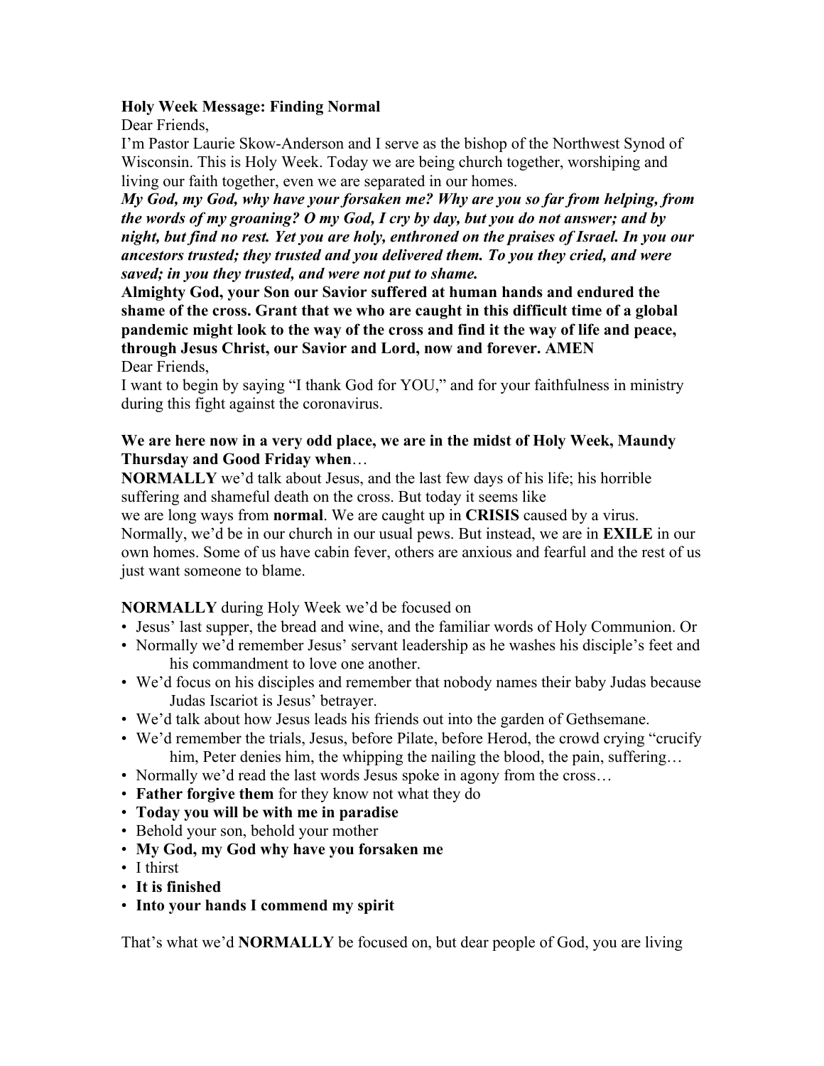**Holy Week Message: Finding Normal**

Dear Friends,

I'm Pastor Laurie Skow-Anderson and I serve as the bishop of the Northwest Synod of Wisconsin. This is Holy Week. Today we are being church together, worshiping and living our faith together, even we are separated in our homes.

***My God, my God, why have your forsaken me? Why are you so far from helping, from the words of my groaning? O my God, I cry by day, but you do not answer; and by night, but find no rest. Yet you are holy, enthroned on the praises of Israel. In you our ancestors trusted; they trusted and you delivered them. To you they cried, and were saved; in you they trusted, and were not put to shame.***

**Almighty God, your Son our Savior suffered at human hands and endured the shame of the cross. Grant that we who are caught in this difficult time of a global pandemic might look to the way of the cross and find it the way of life and peace, through Jesus Christ, our Savior and Lord, now and forever. AMEN**

Dear Friends,

I want to begin by saying "I thank God for YOU," and for your faithfulness in ministry during this fight against the coronavirus.

**We are here now in a very odd place, we are in the midst of Holy Week, Maundy Thursday and Good Friday when**…

**NORMALLY** we'd talk about Jesus, and the last few days of his life; his horrible suffering and shameful death on the cross. But today it seems like we are long ways from **normal**. We are caught up in **CRISIS** caused by a virus. Normally, we'd be in our church in our usual pews. But instead, we are in **EXILE** in our own homes. Some of us have cabin fever, others are anxious and fearful and the rest of us just want someone to blame.

**NORMALLY** during Holy Week we'd be focused on

- Jesus' last supper, the bread and wine, and the familiar words of Holy Communion. Or
- Normally we'd remember Jesus' servant leadership as he washes his disciple's feet and his commandment to love one another.
- We'd focus on his disciples and remember that nobody names their baby Judas because Judas Iscariot is Jesus' betrayer.
- We'd talk about how Jesus leads his friends out into the garden of Gethsemane.
- We'd remember the trials, Jesus, before Pilate, before Herod, the crowd crying "crucify him, Peter denies him, the whipping the nailing the blood, the pain, suffering…
- Normally we'd read the last words Jesus spoke in agony from the cross…
- **Father forgive them** for they know not what they do
- **Today you will be with me in paradise**
- Behold your son, behold your mother
- **My God, my God why have you forsaken me**
- I thirst
- **It is finished**
- **Into your hands I commend my spirit**

That's what we'd **NORMALLY** be focused on, but dear people of God, you are living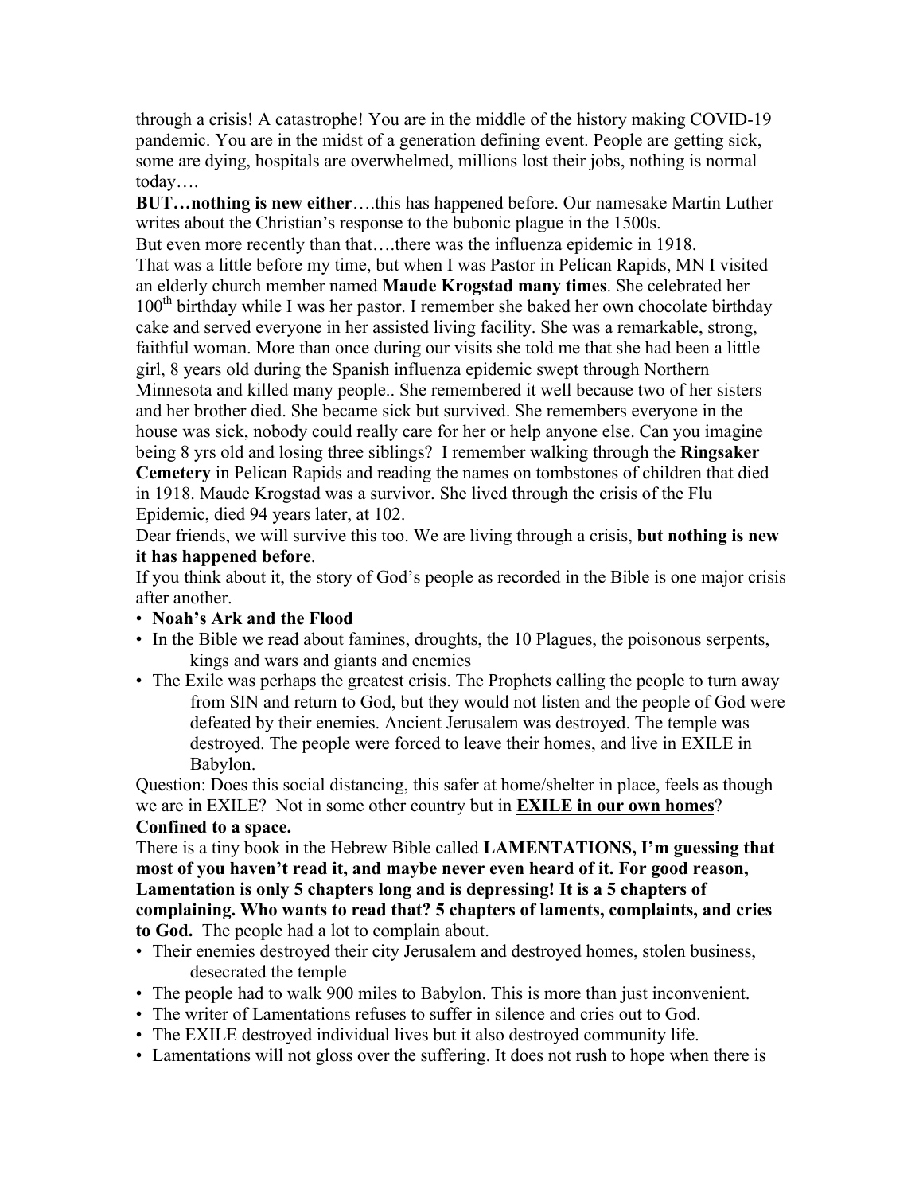through a crisis! A catastrophe! You are in the middle of the history making COVID-19 pandemic. You are in the midst of a generation defining event. People are getting sick, some are dying, hospitals are overwhelmed, millions lost their jobs, nothing is normal today….

**BUT…nothing is new either**….this has happened before. Our namesake Martin Luther writes about the Christian's response to the bubonic plague in the 1500s.

But even more recently than that….there was the influenza epidemic in 1918.

That was a little before my time, but when I was Pastor in Pelican Rapids, MN I visited an elderly church member named **Maude Krogstad many times**. She celebrated her 100th birthday while I was her pastor. I remember she baked her own chocolate birthday cake and served everyone in her assisted living facility. She was a remarkable, strong, faithful woman. More than once during our visits she told me that she had been a little girl, 8 years old during the Spanish influenza epidemic swept through Northern Minnesota and killed many people.. She remembered it well because two of her sisters and her brother died. She became sick but survived. She remembers everyone in the house was sick, nobody could really care for her or help anyone else. Can you imagine being 8 yrs old and losing three siblings? I remember walking through the **Ringsaker Cemetery** in Pelican Rapids and reading the names on tombstones of children that died in 1918. Maude Krogstad was a survivor. She lived through the crisis of the Flu Epidemic, died 94 years later, at 102.

Dear friends, we will survive this too. We are living through a crisis, **but nothing is new it has happened before**.

If you think about it, the story of God's people as recorded in the Bible is one major crisis after another.

- **Noah's Ark and the Flood**
- In the Bible we read about famines, droughts, the 10 Plagues, the poisonous serpents, kings and wars and giants and enemies
- The Exile was perhaps the greatest crisis. The Prophets calling the people to turn away from SIN and return to God, but they would not listen and the people of God were defeated by their enemies. Ancient Jerusalem was destroyed. The temple was destroyed. The people were forced to leave their homes, and live in EXILE in Babylon.

Question: Does this social distancing, this safer at home/shelter in place, feels as though we are in EXILE? Not in some other country but in **EXILE in our own homes**?
**Confined to a space.**

There is a tiny book in the Hebrew Bible called **LAMENTATIONS, I'm guessing that most of you haven't read it, and maybe never even heard of it. For good reason, Lamentation is only 5 chapters long and is depressing! It is a 5 chapters of complaining. Who wants to read that? 5 chapters of laments, complaints, and cries to God.** The people had a lot to complain about.

- Their enemies destroyed their city Jerusalem and destroyed homes, stolen business, desecrated the temple
- The people had to walk 900 miles to Babylon. This is more than just inconvenient.
- The writer of Lamentations refuses to suffer in silence and cries out to God.
- The EXILE destroyed individual lives but it also destroyed community life.
- Lamentations will not gloss over the suffering. It does not rush to hope when there is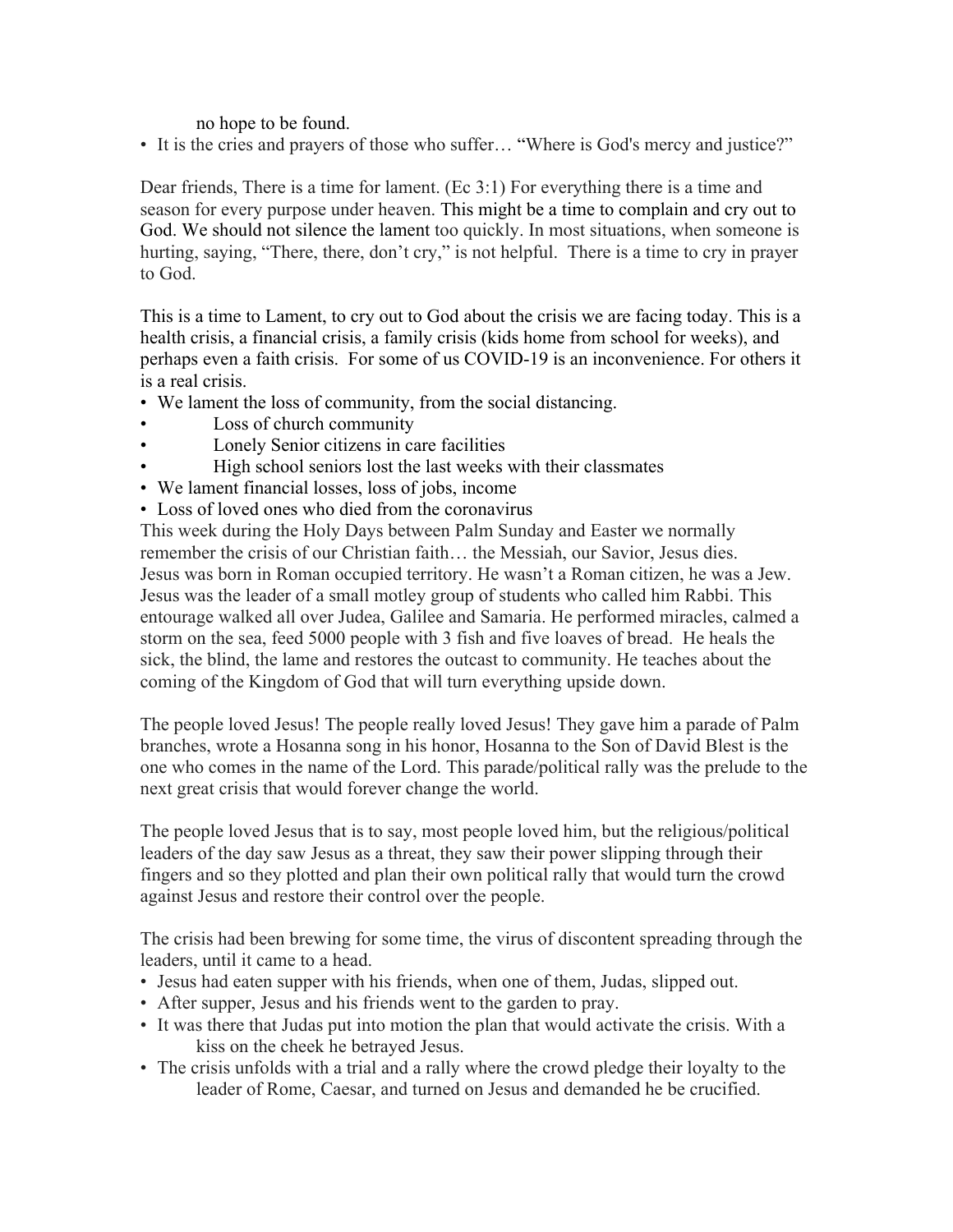no hope to be found.

- It is the cries and prayers of those who suffer… "Where is God's mercy and justice?"

Dear friends, There is a time for lament. (Ec 3:1) For everything there is a time and season for every purpose under heaven. This might be a time to complain and cry out to God. We should not silence the lament too quickly. In most situations, when someone is hurting, saying, "There, there, don't cry," is not helpful. There is a time to cry in prayer to God.

This is a time to Lament, to cry out to God about the crisis we are facing today. This is a health crisis, a financial crisis, a family crisis (kids home from school for weeks), and perhaps even a faith crisis. For some of us COVID-19 is an inconvenience. For others it is a real crisis.

- We lament the loss of community, from the social distancing.
    - Loss of church community
    - Lonely Senior citizens in care facilities
    - High school seniors lost the last weeks with their classmates
- We lament financial losses, loss of jobs, income
- Loss of loved ones who died from the coronavirus

This week during the Holy Days between Palm Sunday and Easter we normally remember the crisis of our Christian faith… the Messiah, our Savior, Jesus dies.
Jesus was born in Roman occupied territory. He wasn't a Roman citizen, he was a Jew. Jesus was the leader of a small motley group of students who called him Rabbi. This entourage walked all over Judea, Galilee and Samaria. He performed miracles, calmed a storm on the sea, feed 5000 people with 3 fish and five loaves of bread. He heals the sick, the blind, the lame and restores the outcast to community. He teaches about the coming of the Kingdom of God that will turn everything upside down.

The people loved Jesus! The people really loved Jesus! They gave him a parade of Palm branches, wrote a Hosanna song in his honor, Hosanna to the Son of David Blest is the one who comes in the name of the Lord. This parade/political rally was the prelude to the next great crisis that would forever change the world.

The people loved Jesus that is to say, most people loved him, but the religious/political leaders of the day saw Jesus as a threat, they saw their power slipping through their fingers and so they plotted and plan their own political rally that would turn the crowd against Jesus and restore their control over the people.

The crisis had been brewing for some time, the virus of discontent spreading through the leaders, until it came to a head.

- Jesus had eaten supper with his friends, when one of them, Judas, slipped out.
- After supper, Jesus and his friends went to the garden to pray.
- It was there that Judas put into motion the plan that would activate the crisis. With a kiss on the cheek he betrayed Jesus.
- The crisis unfolds with a trial and a rally where the crowd pledge their loyalty to the leader of Rome, Caesar, and turned on Jesus and demanded he be crucified.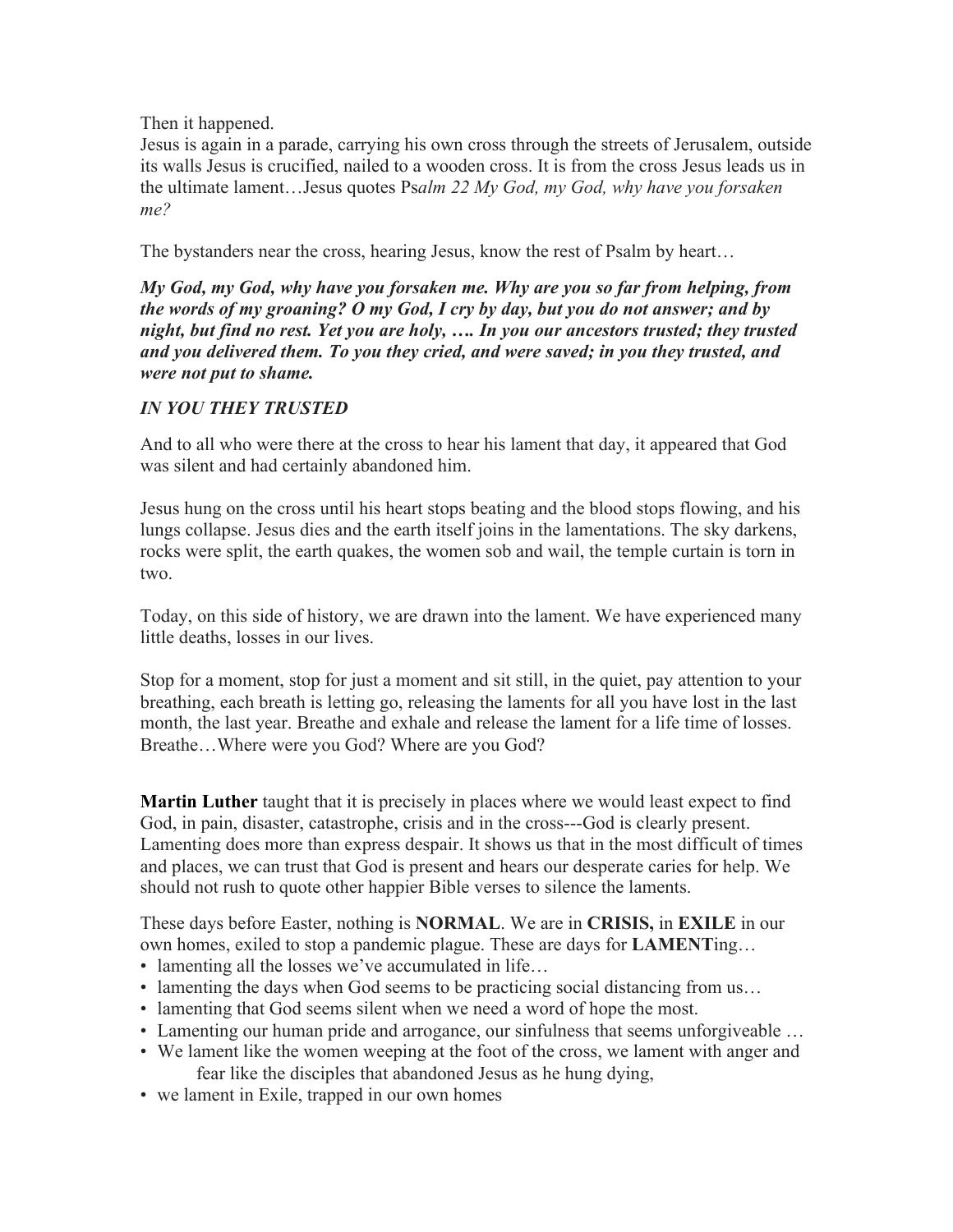Then it happened.
Jesus is again in a parade, carrying his own cross through the streets of Jerusalem, outside its walls Jesus is crucified, nailed to a wooden cross. It is from the cross Jesus leads us in the ultimate lament…Jesus quotes Ps*alm 22 My God, my God, why have you forsaken me?*

The bystanders near the cross, hearing Jesus, know the rest of Psalm by heart…

***My God, my God, why have you forsaken me. Why are you so far from helping, from the words of my groaning? O my God, I cry by day, but you do not answer; and by night, but find no rest. Yet you are holy, …. In you our ancestors trusted; they trusted and you delivered them. To you they cried, and were saved; in you they trusted, and were not put to shame.***

***IN YOU THEY TRUSTED***

And to all who were there at the cross to hear his lament that day, it appeared that God was silent and had certainly abandoned him.

Jesus hung on the cross until his heart stops beating and the blood stops flowing, and his lungs collapse. Jesus dies and the earth itself joins in the lamentations. The sky darkens, rocks were split, the earth quakes, the women sob and wail, the temple curtain is torn in two.

Today, on this side of history, we are drawn into the lament. We have experienced many little deaths, losses in our lives.

Stop for a moment, stop for just a moment and sit still, in the quiet, pay attention to your breathing, each breath is letting go, releasing the laments for all you have lost in the last month, the last year. Breathe and exhale and release the lament for a life time of losses. Breathe…Where were you God? Where are you God?

**Martin Luther** taught that it is precisely in places where we would least expect to find God, in pain, disaster, catastrophe, crisis and in the cross---God is clearly present. Lamenting does more than express despair. It shows us that in the most difficult of times and places, we can trust that God is present and hears our desperate caries for help. We should not rush to quote other happier Bible verses to silence the laments.

These days before Easter, nothing is **NORMAL**. We are in **CRISIS,** in **EXILE** in our own homes, exiled to stop a pandemic plague. These are days for **LAMENT**ing…

- lamenting all the losses we've accumulated in life…
- lamenting the days when God seems to be practicing social distancing from us…
- lamenting that God seems silent when we need a word of hope the most.
- Lamenting our human pride and arrogance, our sinfulness that seems unforgiveable …
- We lament like the women weeping at the foot of the cross, we lament with anger and fear like the disciples that abandoned Jesus as he hung dying,
- we lament in Exile, trapped in our own homes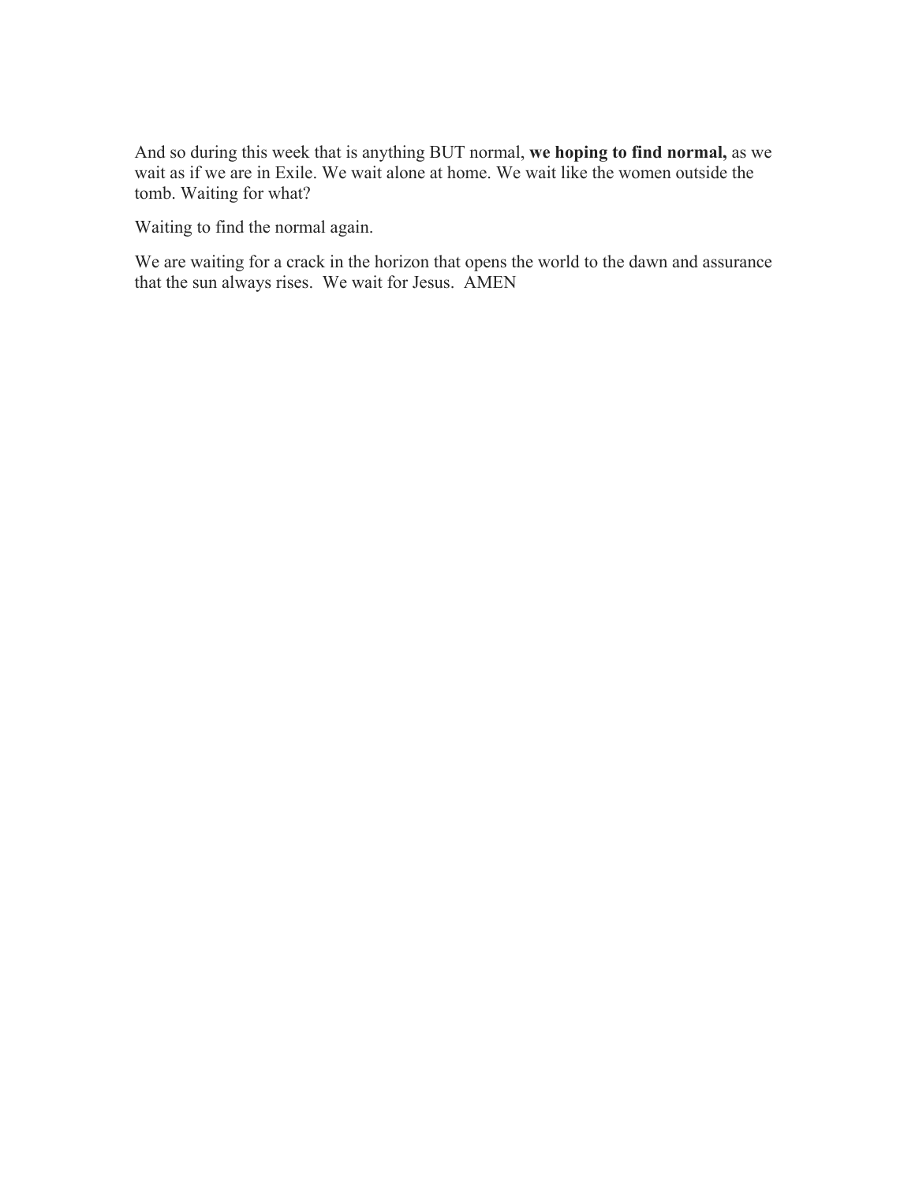And so during this week that is anything BUT normal, **we hoping to find normal,** as we wait as if we are in Exile. We wait alone at home. We wait like the women outside the tomb. Waiting for what?

Waiting to find the normal again.

We are waiting for a crack in the horizon that opens the world to the dawn and assurance that the sun always rises. We wait for Jesus. AMEN